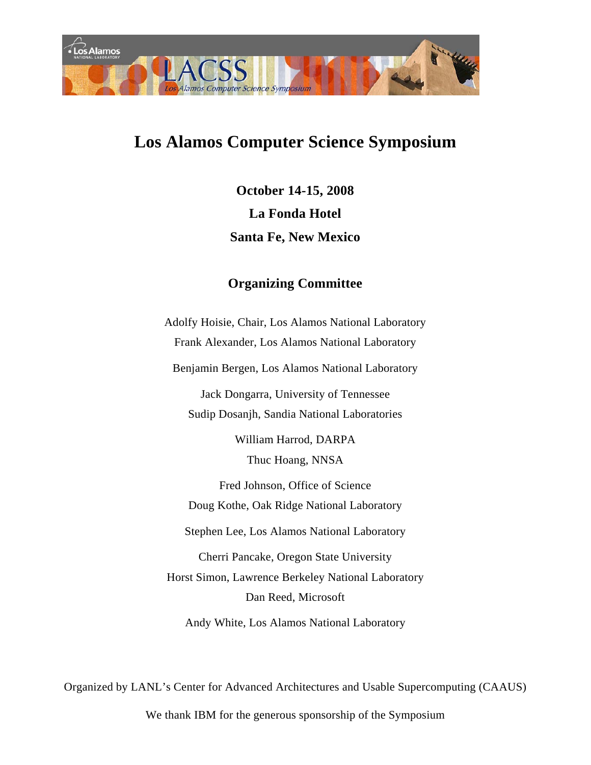# Los Alamos Computer Science Symposium

**October 14-15, 2008**

**La Fonda Hotel**

**Santa Fe, New Mexico**

## Organizing Committee

Adolfy Hoisie, Chair, Los Alamos National Laboratory

Frank Alexander, Los Alamos National Laboratory

Benjamin Bergen, Los Alamos National Laboratory

Jack Dongarra, University of Tennessee

Sudip Dosanjh, Sandia National Laboratories

William Harrod, DARPA

Thuc Hoang, NNSA

Fred Johnson, Office of Science

Doug Kothe, Oak Ridge National Laboratory

Stephen Lee, Los Alamos National Laboratory

Cherri Pancake, Oregon State University

Horst Simon, Lawrence Berkeley National Laboratory

Dan Reed, Microsoft

Andy White, Los Alamos National Laboratory

Organized by LANL's Center for Advanced Architectures and Usable Supercomputing (CAAUS)

We thank IBM for the generous sponsorship of the Symposium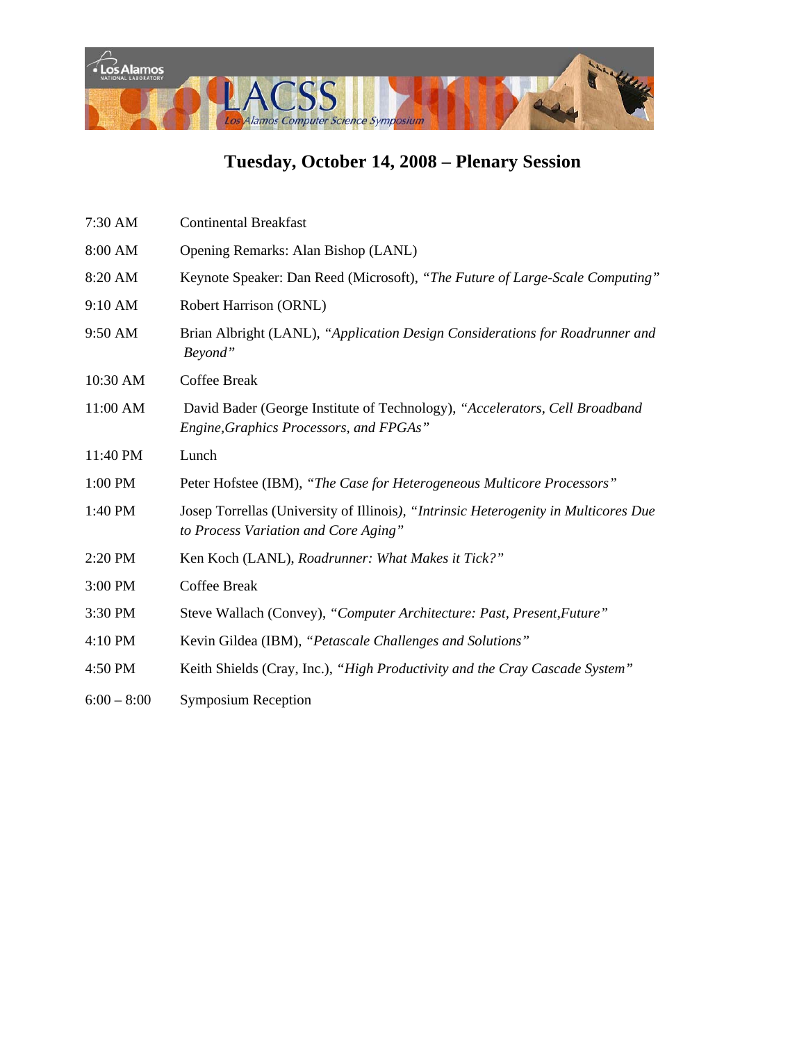# Tuesday, October 14, 2008 – Plenary Session

| | |
|---|---|
| 7:30 AM | Continental Breakfast |
| 8:00 AM | Opening Remarks: Alan Bishop (LANL) |
| 8:20 AM | Keynote Speaker: Dan Reed (Microsoft), *"The Future of Large-Scale Computing"* |
| 9:10 AM | Robert Harrison (ORNL) |
| 9:50 AM | Brian Albright (LANL), *"Application Design Considerations for Roadrunner and Beyond"* |
| 10:30 AM | Coffee Break |
| 11:00 AM | David Bader (George Institute of Technology), *"Accelerators, Cell Broadband Engine,Graphics Processors, and FPGAs"* |
| 11:40 PM | Lunch |
| 1:00 PM | Peter Hofstee (IBM), *"The Case for Heterogeneous Multicore Processors"* |
| 1:40 PM | Josep Torrellas (University of Illinois), *"Intrinsic Heterogenity in Multicores Due to Process Variation and Core Aging"* |
| 2:20 PM | Ken Koch (LANL), *Roadrunner: What Makes it Tick?"* |
| 3:00 PM | Coffee Break |
| 3:30 PM | Steve Wallach (Convey), *"Computer Architecture: Past, Present,Future"* |
| 4:10 PM | Kevin Gildea (IBM), *"Petascale Challenges and Solutions"* |
| 4:50 PM | Keith Shields (Cray, Inc.), *"High Productivity and the Cray Cascade System"* |
| 6:00 – 8:00 | Symposium Reception |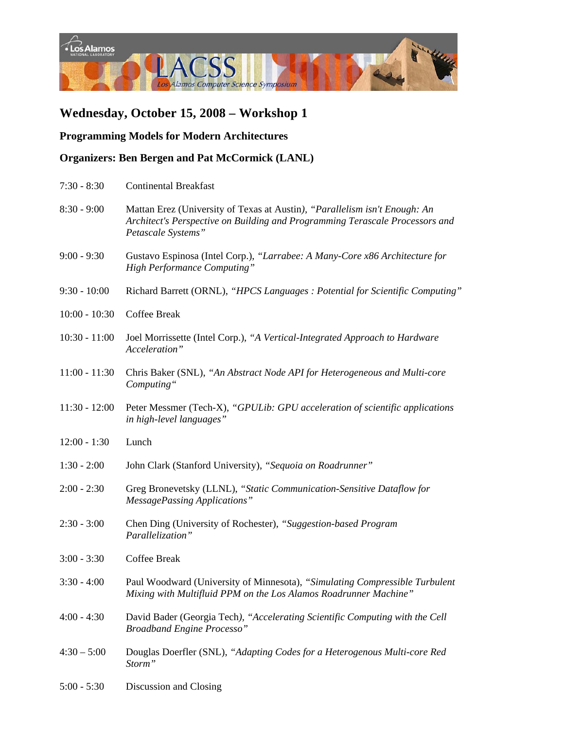# Wednesday, October 15, 2008 – Workshop 1

## Programming Models for Modern Architectures

## Organizers: Ben Bergen and Pat McCormick (LANL)

| | |
|---|---|
| 7:30 - 8:30 | Continental Breakfast |
| 8:30 - 9:00 | Mattan Erez (University of Texas at Austin), *"Parallelism isn't Enough: An Architect's Perspective on Building and Programming Terascale Processors and Petascale Systems"* |
| 9:00 - 9:30 | Gustavo Espinosa (Intel Corp.), *"Larrabee: A Many-Core x86 Architecture for High Performance Computing"* |
| 9:30 - 10:00 | Richard Barrett (ORNL), *"HPCS Languages : Potential for Scientific Computing"* |
| 10:00 - 10:30 | Coffee Break |
| 10:30 - 11:00 | Joel Morrissette (Intel Corp.), *"A Vertical-Integrated Approach to Hardware Acceleration"* |
| 11:00 - 11:30 | Chris Baker (SNL), *"An Abstract Node API for Heterogeneous and Multi-core Computing"* |
| 11:30 - 12:00 | Peter Messmer (Tech-X), *"GPULib: GPU acceleration of scientific applications in high-level languages"* |
| 12:00 - 1:30 | Lunch |
| 1:30 - 2:00 | John Clark (Stanford University), *"Sequoia on Roadrunner"* |
| 2:00 - 2:30 | Greg Bronevetsky (LLNL), *"Static Communication-Sensitive Dataflow for MessagePassing Applications"* |
| 2:30 - 3:00 | Chen Ding (University of Rochester), *"Suggestion-based Program Parallelization"* |
| 3:00 - 3:30 | Coffee Break |
| 3:30 - 4:00 | Paul Woodward (University of Minnesota), *"Simulating Compressible Turbulent Mixing with Multifluid PPM on the Los Alamos Roadrunner Machine"* |
| 4:00 - 4:30 | David Bader (Georgia Tech), *"Accelerating Scientific Computing with the Cell Broadband Engine Processo"* |
| 4:30 – 5:00 | Douglas Doerfler (SNL), *"Adapting Codes for a Heterogenous Multi-core Red Storm"* |
| 5:00 - 5:30 | Discussion and Closing |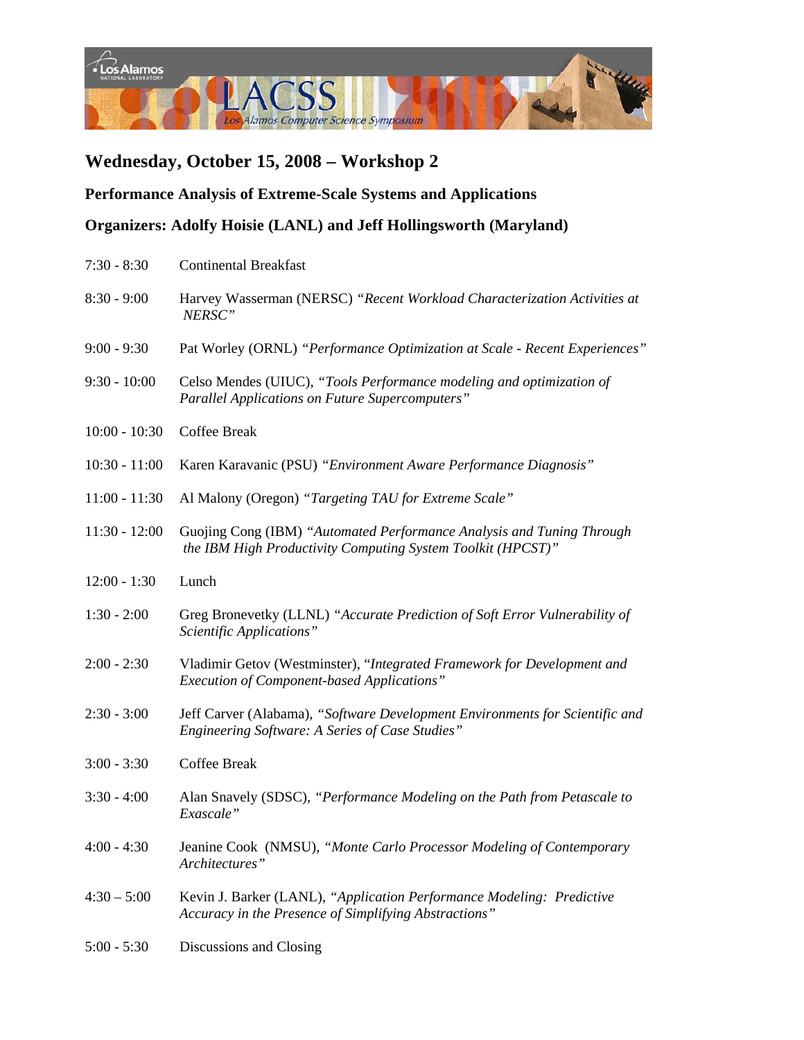## Wednesday, October 15, 2008 – Workshop 2

### Performance Analysis of Extreme-Scale Systems and Applications

### Organizers: Adolfy Hoisie (LANL) and Jeff Hollingsworth (Maryland)

| | |
|---|---|
| 7:30 - 8:30 | Continental Breakfast |
| 8:30 - 9:00 | Harvey Wasserman (NERSC) *"Recent Workload Characterization Activities at NERSC"* |
| 9:00 - 9:30 | Pat Worley (ORNL) *"Performance Optimization at Scale - Recent Experiences"* |
| 9:30 - 10:00 | Celso Mendes (UIUC), *"Tools Performance modeling and optimization of Parallel Applications on Future Supercomputers"* |
| 10:00 - 10:30 | Coffee Break |
| 10:30 - 11:00 | Karen Karavanic (PSU) *"Environment Aware Performance Diagnosis"* |
| 11:00 - 11:30 | Al Malony (Oregon) *"Targeting TAU for Extreme Scale"* |
| 11:30 - 12:00 | Guojing Cong (IBM) *"Automated Performance Analysis and Tuning Through the IBM High Productivity Computing System Toolkit (HPCST)"* |
| 12:00 - 1:30 | Lunch |
| 1:30 - 2:00 | Greg Bronevetky (LLNL) *"Accurate Prediction of Soft Error Vulnerability of Scientific Applications"* |
| 2:00 - 2:30 | Vladimir Getov (Westminster), *"Integrated Framework for Development and Execution of Component-based Applications"* |
| 2:30 - 3:00 | Jeff Carver (Alabama), *"Software Development Environments for Scientific and Engineering Software: A Series of Case Studies"* |
| 3:00 - 3:30 | Coffee Break |
| 3:30 - 4:00 | Alan Snavely (SDSC), *"Performance Modeling on the Path from Petascale to Exascale"* |
| 4:00 - 4:30 | Jeanine Cook (NMSU), *"Monte Carlo Processor Modeling of Contemporary Architectures"* |
| 4:30 – 5:00 | Kevin J. Barker (LANL), *"Application Performance Modeling: Predictive Accuracy in the Presence of Simplifying Abstractions"* |
| 5:00 - 5:30 | Discussions and Closing |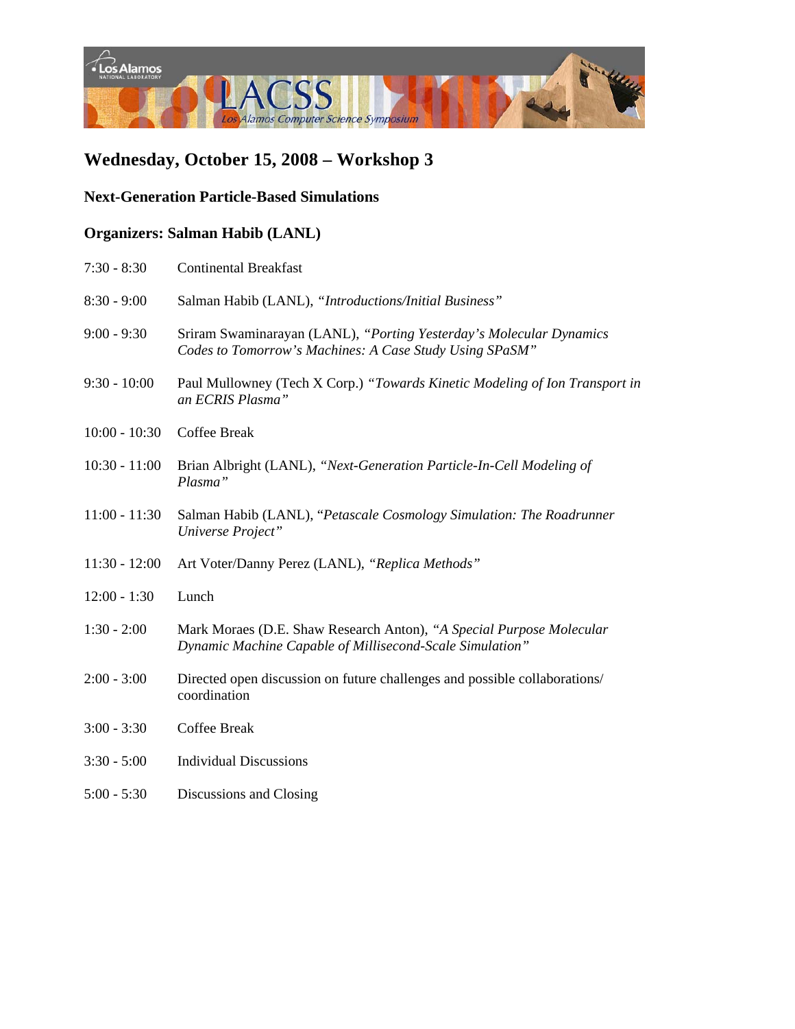## Wednesday, October 15, 2008 – Workshop 3

### Next-Generation Particle-Based Simulations

### Organizers: Salman Habib (LANL)

| | |
|---|---|
| 7:30 - 8:30 | Continental Breakfast |
| 8:30 - 9:00 | Salman Habib (LANL), *"Introductions/Initial Business"* |
| 9:00 - 9:30 | Sriram Swaminarayan (LANL), *"Porting Yesterday's Molecular Dynamics Codes to Tomorrow's Machines: A Case Study Using SPaSM"* |
| 9:30 - 10:00 | Paul Mullowney (Tech X Corp.) *"Towards Kinetic Modeling of Ion Transport in an ECRIS Plasma"* |
| 10:00 - 10:30 | Coffee Break |
| 10:30 - 11:00 | Brian Albright (LANL), *"Next-Generation Particle-In-Cell Modeling of Plasma"* |
| 11:00 - 11:30 | Salman Habib (LANL), *"Petascale Cosmology Simulation: The Roadrunner Universe Project"* |
| 11:30 - 12:00 | Art Voter/Danny Perez (LANL), *"Replica Methods"* |
| 12:00 - 1:30 | Lunch |
| 1:30 - 2:00 | Mark Moraes (D.E. Shaw Research Anton), *"A Special Purpose Molecular Dynamic Machine Capable of Millisecond-Scale Simulation"* |
| 2:00 - 3:00 | Directed open discussion on future challenges and possible collaborations/ coordination |
| 3:00 - 3:30 | Coffee Break |
| 3:30 - 5:00 | Individual Discussions |
| 5:00 - 5:30 | Discussions and Closing |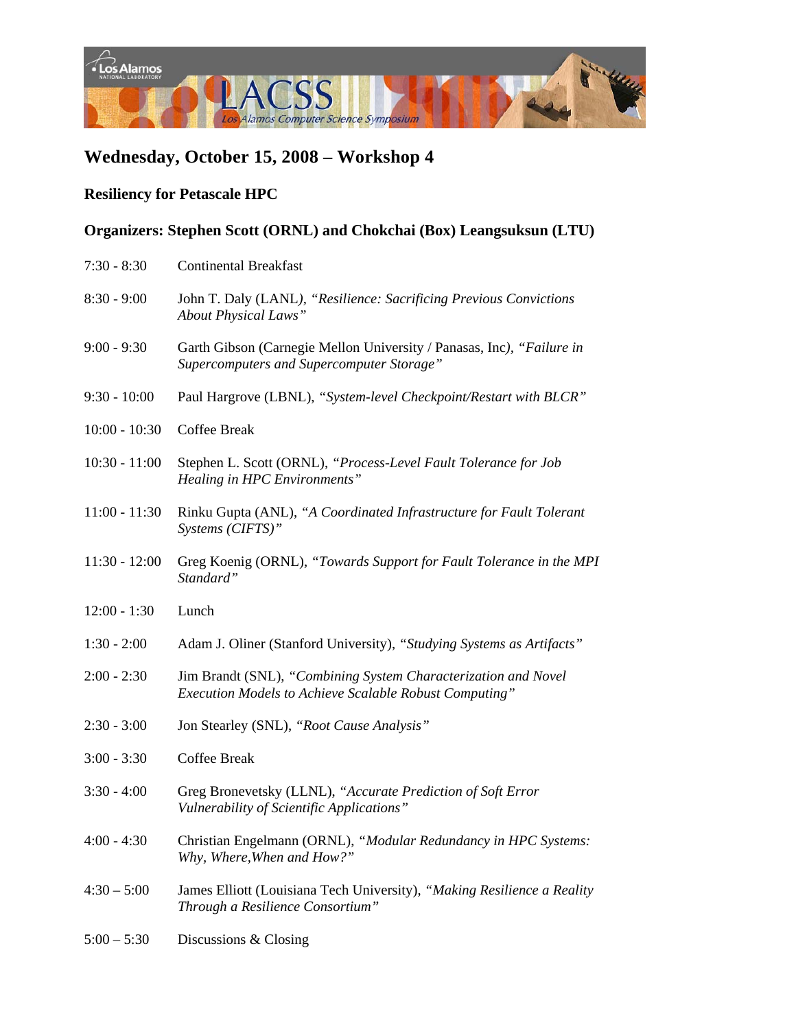# Wednesday, October 15, 2008 – Workshop 4

## Resiliency for Petascale HPC

### Organizers: Stephen Scott (ORNL) and Chokchai (Box) Leangsuksun (LTU)

| | |
|---|---|
| 7:30 - 8:30 | Continental Breakfast |
| 8:30 - 9:00 | John T. Daly (LANL), *"Resilience: Sacrificing Previous Convictions About Physical Laws"* |
| 9:00 - 9:30 | Garth Gibson (Carnegie Mellon University / Panasas, Inc), *"Failure in Supercomputers and Supercomputer Storage"* |
| 9:30 - 10:00 | Paul Hargrove (LBNL), *"System-level Checkpoint/Restart with BLCR"* |
| 10:00 - 10:30 | Coffee Break |
| 10:30 - 11:00 | Stephen L. Scott (ORNL), *"Process-Level Fault Tolerance for Job Healing in HPC Environments"* |
| 11:00 - 11:30 | Rinku Gupta (ANL), *"A Coordinated Infrastructure for Fault Tolerant Systems (CIFTS)"* |
| 11:30 - 12:00 | Greg Koenig (ORNL), *"Towards Support for Fault Tolerance in the MPI Standard"* |
| 12:00 - 1:30 | Lunch |
| 1:30 - 2:00 | Adam J. Oliner (Stanford University), *"Studying Systems as Artifacts"* |
| 2:00 - 2:30 | Jim Brandt (SNL), *"Combining System Characterization and Novel Execution Models to Achieve Scalable Robust Computing"* |
| 2:30 - 3:00 | Jon Stearley (SNL), *"Root Cause Analysis"* |
| 3:00 - 3:30 | Coffee Break |
| 3:30 - 4:00 | Greg Bronevetsky (LLNL), *"Accurate Prediction of Soft Error Vulnerability of Scientific Applications"* |
| 4:00 - 4:30 | Christian Engelmann (ORNL), *"Modular Redundancy in HPC Systems: Why, Where,When and How?"* |
| 4:30 – 5:00 | James Elliott (Louisiana Tech University), *"Making Resilience a Reality Through a Resilience Consortium"* |
| 5:00 – 5:30 | Discussions & Closing |